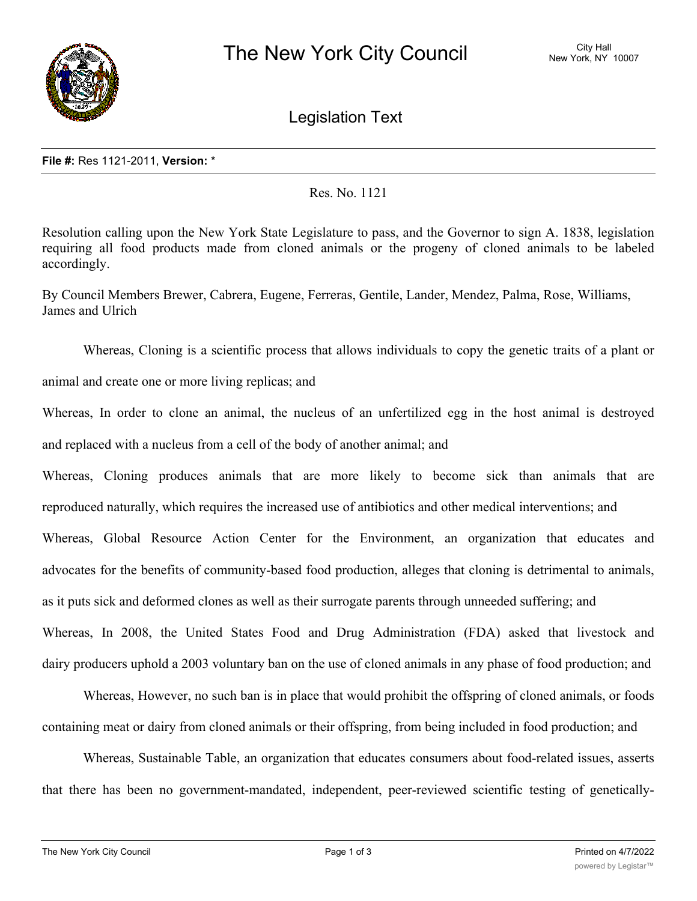# The New York City Council

City Hall
New York, NY 10007

## Legislation Text

**File #:** Res 1121-2011, **Version:** *

Res. No. 1121

Resolution calling upon the New York State Legislature to pass, and the Governor to sign A. 1838, legislation requiring all food products made from cloned animals or the progeny of cloned animals to be labeled accordingly.

By Council Members Brewer, Cabrera, Eugene, Ferreras, Gentile, Lander, Mendez, Palma, Rose, Williams, James and Ulrich

Whereas, Cloning is a scientific process that allows individuals to copy the genetic traits of a plant or animal and create one or more living replicas; and

Whereas, In order to clone an animal, the nucleus of an unfertilized egg in the host animal is destroyed and replaced with a nucleus from a cell of the body of another animal; and

Whereas, Cloning produces animals that are more likely to become sick than animals that are reproduced naturally, which requires the increased use of antibiotics and other medical interventions; and

Whereas, Global Resource Action Center for the Environment, an organization that educates and advocates for the benefits of community-based food production, alleges that cloning is detrimental to animals, as it puts sick and deformed clones as well as their surrogate parents through unneeded suffering; and

Whereas, In 2008, the United States Food and Drug Administration (FDA) asked that livestock and dairy producers uphold a 2003 voluntary ban on the use of cloned animals in any phase of food production; and

Whereas, However, no such ban is in place that would prohibit the offspring of cloned animals, or foods containing meat or dairy from cloned animals or their offspring, from being included in food production; and

Whereas, Sustainable Table, an organization that educates consumers about food-related issues, asserts that there has been no government-mandated, independent, peer-reviewed scientific testing of genetically-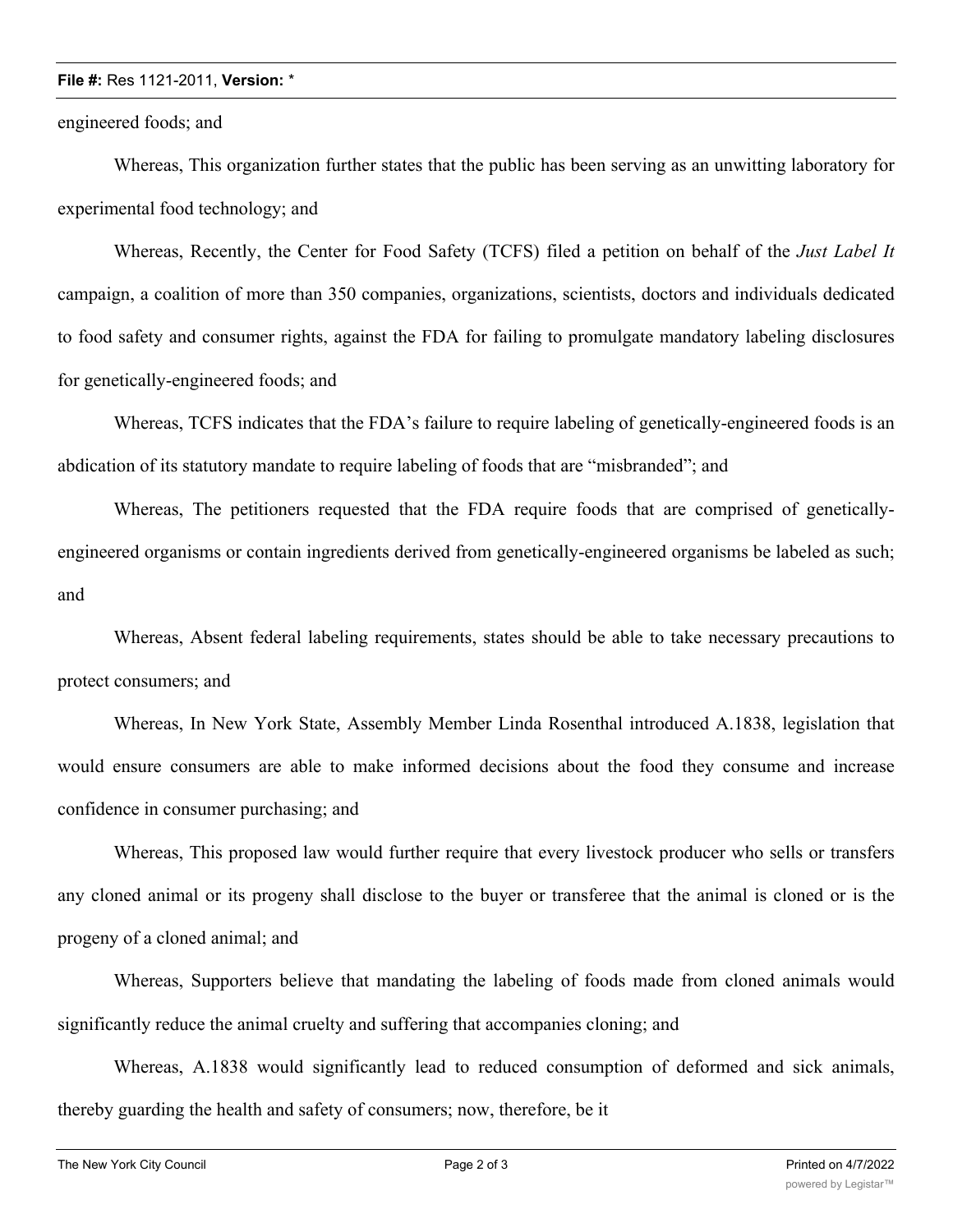engineered foods; and

Whereas, This organization further states that the public has been serving as an unwitting laboratory for experimental food technology; and

Whereas, Recently, the Center for Food Safety (TCFS) filed a petition on behalf of the *Just Label It* campaign, a coalition of more than 350 companies, organizations, scientists, doctors and individuals dedicated to food safety and consumer rights, against the FDA for failing to promulgate mandatory labeling disclosures for genetically-engineered foods; and

Whereas, TCFS indicates that the FDA's failure to require labeling of genetically-engineered foods is an abdication of its statutory mandate to require labeling of foods that are "misbranded"; and

Whereas, The petitioners requested that the FDA require foods that are comprised of genetically-engineered organisms or contain ingredients derived from genetically-engineered organisms be labeled as such; and

Whereas, Absent federal labeling requirements, states should be able to take necessary precautions to protect consumers; and

Whereas, In New York State, Assembly Member Linda Rosenthal introduced A.1838, legislation that would ensure consumers are able to make informed decisions about the food they consume and increase confidence in consumer purchasing; and

Whereas, This proposed law would further require that every livestock producer who sells or transfers any cloned animal or its progeny shall disclose to the buyer or transferee that the animal is cloned or is the progeny of a cloned animal; and

Whereas, Supporters believe that mandating the labeling of foods made from cloned animals would significantly reduce the animal cruelty and suffering that accompanies cloning; and

Whereas, A.1838 would significantly lead to reduced consumption of deformed and sick animals, thereby guarding the health and safety of consumers; now, therefore, be it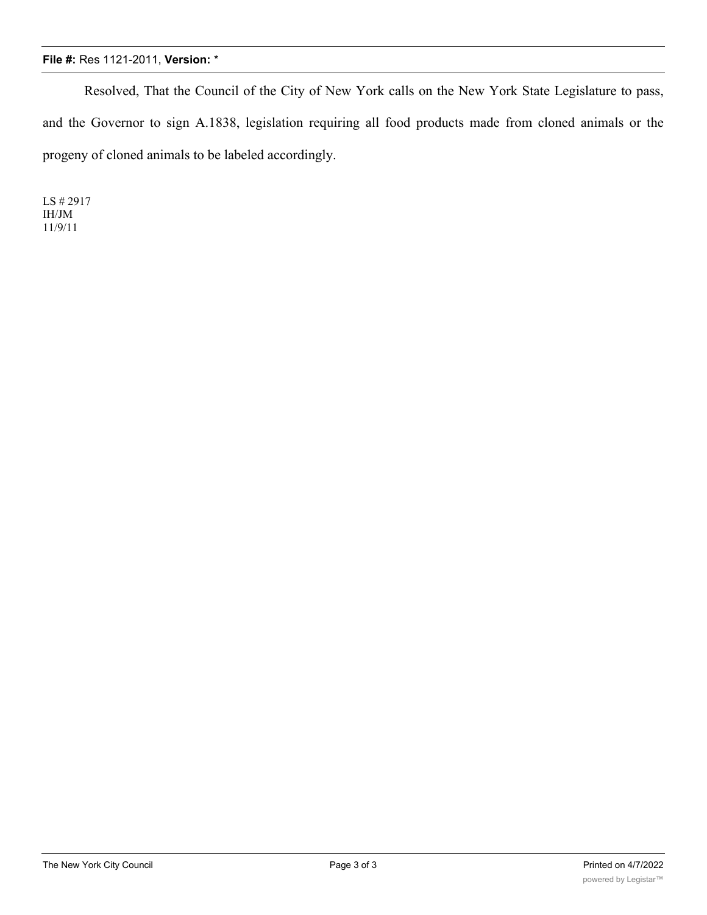Resolved, That the Council of the City of New York calls on the New York State Legislature to pass, and the Governor to sign A.1838, legislation requiring all food products made from cloned animals or the progeny of cloned animals to be labeled accordingly.

LS # 2917
IH/JM
11/9/11